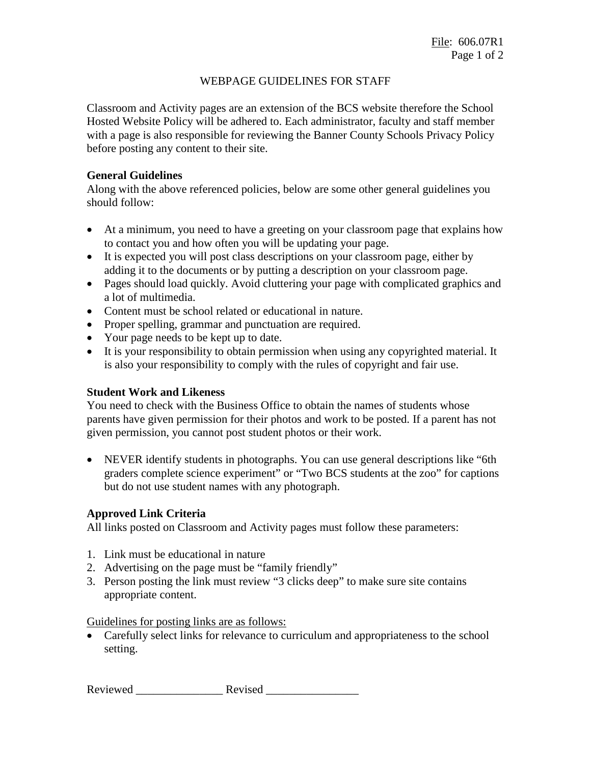File: 606.07R1

# WEBPAGE GUIDELINES FOR STAFF

Classroom and Activity pages are an extension of the BCS website therefore the School Hosted Website Policy will be adhered to. Each administrator, faculty and staff member with a page is also responsible for reviewing the Banner County Schools Privacy Policy before posting any content to their site.

**General Guidelines**

Along with the above referenced policies, below are some other general guidelines you should follow:

- At a minimum, you need to have a greeting on your classroom page that explains how to contact you and how often you will be updating your page.
- It is expected you will post class descriptions on your classroom page, either by adding it to the documents or by putting a description on your classroom page.
- Pages should load quickly. Avoid cluttering your page with complicated graphics and a lot of multimedia.
- Content must be school related or educational in nature.
- Proper spelling, grammar and punctuation are required.
- Your page needs to be kept up to date.
- It is your responsibility to obtain permission when using any copyrighted material. It is also your responsibility to comply with the rules of copyright and fair use.

**Student Work and Likeness**

You need to check with the Business Office to obtain the names of students whose parents have given permission for their photos and work to be posted. If a parent has not given permission, you cannot post student photos or their work.

- NEVER identify students in photographs. You can use general descriptions like "6th graders complete science experiment" or "Two BCS students at the zoo" for captions but do not use student names with any photograph.

**Approved Link Criteria**

All links posted on Classroom and Activity pages must follow these parameters:

1. Link must be educational in nature
2. Advertising on the page must be "family friendly"
3. Person posting the link must review "3 clicks deep" to make sure site contains appropriate content.

Guidelines for posting links are as follows:

- Carefully select links for relevance to curriculum and appropriateness to the school setting.

Reviewed _______________ Revised ________________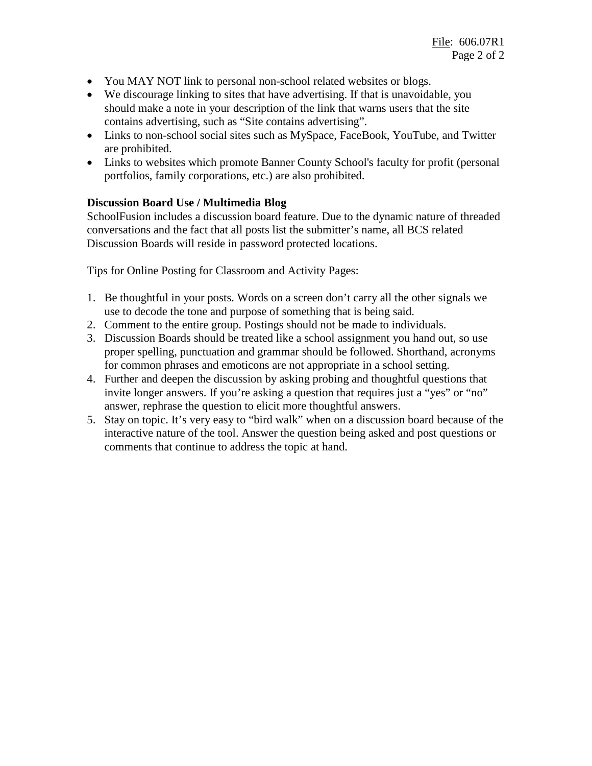- You MAY NOT link to personal non-school related websites or blogs.
- We discourage linking to sites that have advertising. If that is unavoidable, you should make a note in your description of the link that warns users that the site contains advertising, such as "Site contains advertising".
- Links to non-school social sites such as MySpace, FaceBook, YouTube, and Twitter are prohibited.
- Links to websites which promote Banner County School's faculty for profit (personal portfolios, family corporations, etc.) are also prohibited.

**Discussion Board Use / Multimedia Blog**

SchoolFusion includes a discussion board feature. Due to the dynamic nature of threaded conversations and the fact that all posts list the submitter's name, all BCS related Discussion Boards will reside in password protected locations.

Tips for Online Posting for Classroom and Activity Pages:

1. Be thoughtful in your posts. Words on a screen don't carry all the other signals we use to decode the tone and purpose of something that is being said.
2. Comment to the entire group. Postings should not be made to individuals.
3. Discussion Boards should be treated like a school assignment you hand out, so use proper spelling, punctuation and grammar should be followed. Shorthand, acronyms for common phrases and emoticons are not appropriate in a school setting.
4. Further and deepen the discussion by asking probing and thoughtful questions that invite longer answers. If you're asking a question that requires just a "yes" or "no" answer, rephrase the question to elicit more thoughtful answers.
5. Stay on topic. It's very easy to "bird walk" when on a discussion board because of the interactive nature of the tool. Answer the question being asked and post questions or comments that continue to address the topic at hand.